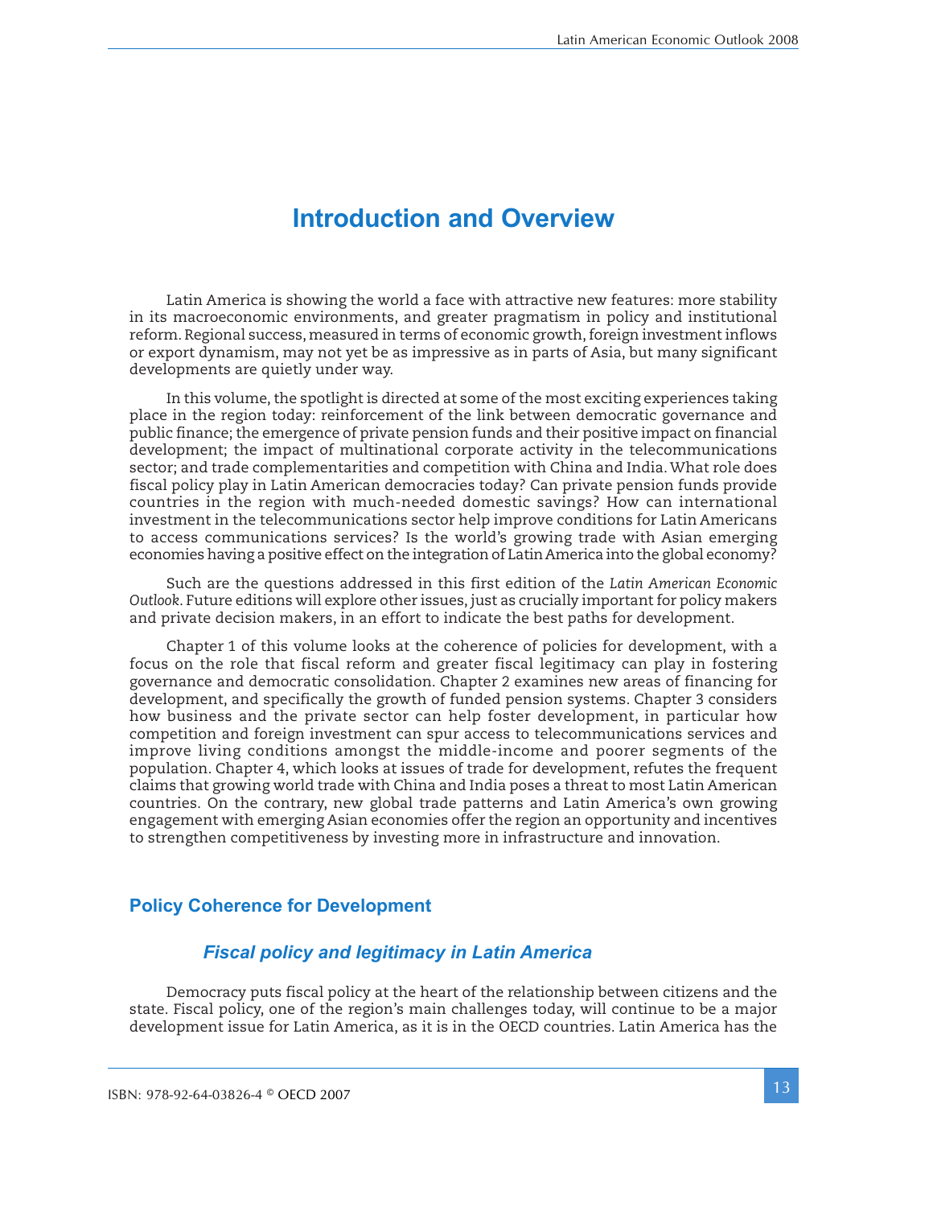# Introduction and Overview

Latin America is showing the world a face with attractive new features: more stability in its macroeconomic environments, and greater pragmatism in policy and institutional reform. Regional success, measured in terms of economic growth, foreign investment inflows or export dynamism, may not yet be as impressive as in parts of Asia, but many significant developments are quietly under way.

In this volume, the spotlight is directed at some of the most exciting experiences taking place in the region today: reinforcement of the link between democratic governance and public finance; the emergence of private pension funds and their positive impact on financial development; the impact of multinational corporate activity in the telecommunications sector; and trade complementarities and competition with China and India. What role does fiscal policy play in Latin American democracies today? Can private pension funds provide countries in the region with much-needed domestic savings? How can international investment in the telecommunications sector help improve conditions for Latin Americans to access communications services? Is the world's growing trade with Asian emerging economies having a positive effect on the integration of Latin America into the global economy?

Such are the questions addressed in this first edition of the *Latin American Economic Outlook*. Future editions will explore other issues, just as crucially important for policy makers and private decision makers, in an effort to indicate the best paths for development.

Chapter 1 of this volume looks at the coherence of policies for development, with a focus on the role that fiscal reform and greater fiscal legitimacy can play in fostering governance and democratic consolidation. Chapter 2 examines new areas of financing for development, and specifically the growth of funded pension systems. Chapter 3 considers how business and the private sector can help foster development, in particular how competition and foreign investment can spur access to telecommunications services and improve living conditions amongst the middle-income and poorer segments of the population. Chapter 4, which looks at issues of trade for development, refutes the frequent claims that growing world trade with China and India poses a threat to most Latin American countries. On the contrary, new global trade patterns and Latin America's own growing engagement with emerging Asian economies offer the region an opportunity and incentives to strengthen competitiveness by investing more in infrastructure and innovation.

## Policy Coherence for Development

### *Fiscal policy and legitimacy in Latin America*

Democracy puts fiscal policy at the heart of the relationship between citizens and the state. Fiscal policy, one of the region's main challenges today, will continue to be a major development issue for Latin America, as it is in the OECD countries. Latin America has the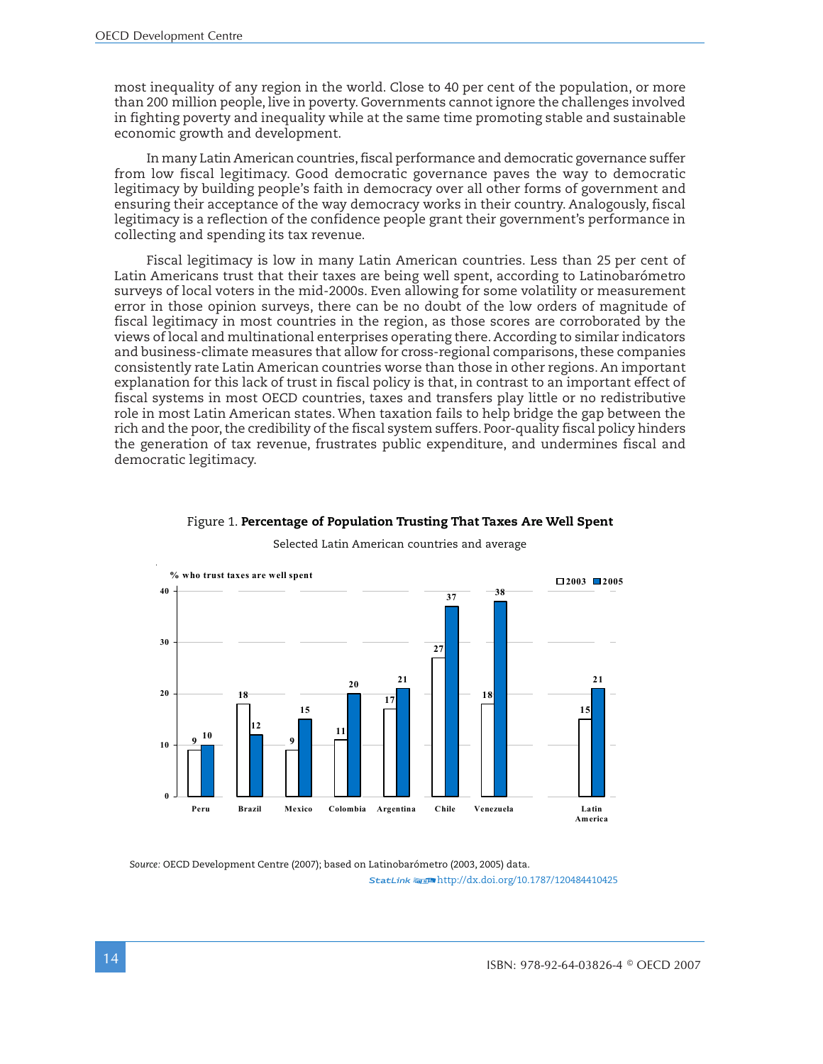most inequality of any region in the world. Close to 40 per cent of the population, or more than 200 million people, live in poverty. Governments cannot ignore the challenges involved in fighting poverty and inequality while at the same time promoting stable and sustainable economic growth and development.

In many Latin American countries, fiscal performance and democratic governance suffer from low fiscal legitimacy. Good democratic governance paves the way to democratic legitimacy by building people's faith in democracy over all other forms of government and ensuring their acceptance of the way democracy works in their country. Analogously, fiscal legitimacy is a reflection of the confidence people grant their government's performance in collecting and spending its tax revenue.

Fiscal legitimacy is low in many Latin American countries. Less than 25 per cent of Latin Americans trust that their taxes are being well spent, according to Latinobarómetro surveys of local voters in the mid-2000s. Even allowing for some volatility or measurement error in those opinion surveys, there can be no doubt of the low orders of magnitude of fiscal legitimacy in most countries in the region, as those scores are corroborated by the views of local and multinational enterprises operating there. According to similar indicators and business-climate measures that allow for cross-regional comparisons, these companies consistently rate Latin American countries worse than those in other regions. An important explanation for this lack of trust in fiscal policy is that, in contrast to an important effect of fiscal systems in most OECD countries, taxes and transfers play little or no redistributive role in most Latin American states. When taxation fails to help bridge the gap between the rich and the poor, the credibility of the fiscal system suffers. Poor-quality fiscal policy hinders the generation of tax revenue, frustrates public expenditure, and undermines fiscal and democratic legitimacy.

Figure 1. **Percentage of Population Trusting That Taxes Are Well Spent**

Selected Latin American countries and average

% who trust taxes are well spent

| | 2003 | 2005 |
|---|---|---|
| Peru | 9 | 10 |
| Brazil | 18 | 12 |
| Mexico | 9 | 15 |
| Colombia | 11 | 20 |
| Argentina | 17 | 21 |
| Chile | 27 | 37 |
| Venezuela | 18 | 38 |
| Latin America | 15 | 21 |

*Source:* OECD Development Centre (2007); based on Latinobarómetro (2003, 2005) data.

StatLink http://dx.doi.org/10.1787/120484410425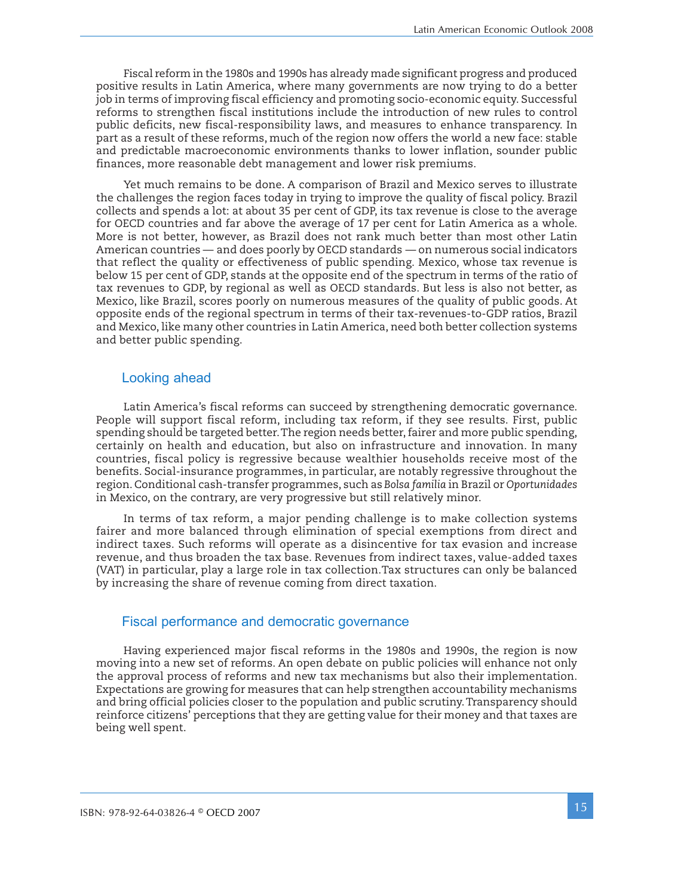Fiscal reform in the 1980s and 1990s has already made significant progress and produced positive results in Latin America, where many governments are now trying to do a better job in terms of improving fiscal efficiency and promoting socio-economic equity. Successful reforms to strengthen fiscal institutions include the introduction of new rules to control public deficits, new fiscal-responsibility laws, and measures to enhance transparency. In part as a result of these reforms, much of the region now offers the world a new face: stable and predictable macroeconomic environments thanks to lower inflation, sounder public finances, more reasonable debt management and lower risk premiums.

Yet much remains to be done. A comparison of Brazil and Mexico serves to illustrate the challenges the region faces today in trying to improve the quality of fiscal policy. Brazil collects and spends a lot: at about 35 per cent of GDP, its tax revenue is close to the average for OECD countries and far above the average of 17 per cent for Latin America as a whole. More is not better, however, as Brazil does not rank much better than most other Latin American countries — and does poorly by OECD standards — on numerous social indicators that reflect the quality or effectiveness of public spending. Mexico, whose tax revenue is below 15 per cent of GDP, stands at the opposite end of the spectrum in terms of the ratio of tax revenues to GDP, by regional as well as OECD standards. But less is also not better, as Mexico, like Brazil, scores poorly on numerous measures of the quality of public goods. At opposite ends of the regional spectrum in terms of their tax-revenues-to-GDP ratios, Brazil and Mexico, like many other countries in Latin America, need both better collection systems and better public spending.

## Looking ahead

Latin America's fiscal reforms can succeed by strengthening democratic governance. People will support fiscal reform, including tax reform, if they see results. First, public spending should be targeted better. The region needs better, fairer and more public spending, certainly on health and education, but also on infrastructure and innovation. In many countries, fiscal policy is regressive because wealthier households receive most of the benefits. Social-insurance programmes, in particular, are notably regressive throughout the region. Conditional cash-transfer programmes, such as *Bolsa familia* in Brazil or *Oportunidades* in Mexico, on the contrary, are very progressive but still relatively minor.

In terms of tax reform, a major pending challenge is to make collection systems fairer and more balanced through elimination of special exemptions from direct and indirect taxes. Such reforms will operate as a disincentive for tax evasion and increase revenue, and thus broaden the tax base. Revenues from indirect taxes, value-added taxes (VAT) in particular, play a large role in tax collection. Tax structures can only be balanced by increasing the share of revenue coming from direct taxation.

## Fiscal performance and democratic governance

Having experienced major fiscal reforms in the 1980s and 1990s, the region is now moving into a new set of reforms. An open debate on public policies will enhance not only the approval process of reforms and new tax mechanisms but also their implementation. Expectations are growing for measures that can help strengthen accountability mechanisms and bring official policies closer to the population and public scrutiny. Transparency should reinforce citizens' perceptions that they are getting value for their money and that taxes are being well spent.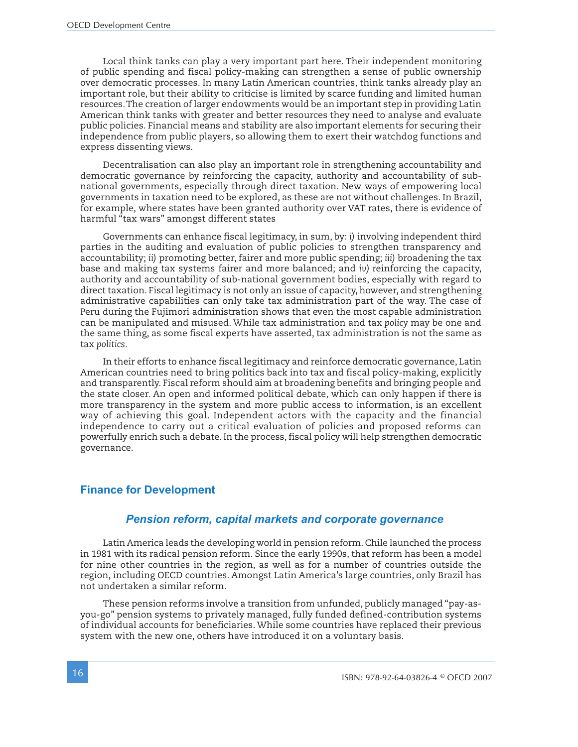Local think tanks can play a very important part here. Their independent monitoring of public spending and fiscal policy-making can strengthen a sense of public ownership over democratic processes. In many Latin American countries, think tanks already play an important role, but their ability to criticise is limited by scarce funding and limited human resources. The creation of larger endowments would be an important step in providing Latin American think tanks with greater and better resources they need to analyse and evaluate public policies. Financial means and stability are also important elements for securing their independence from public players, so allowing them to exert their watchdog functions and express dissenting views.

Decentralisation can also play an important role in strengthening accountability and democratic governance by reinforcing the capacity, authority and accountability of sub-national governments, especially through direct taxation. New ways of empowering local governments in taxation need to be explored, as these are not without challenges. In Brazil, for example, where states have been granted authority over VAT rates, there is evidence of harmful "tax wars" amongst different states

Governments can enhance fiscal legitimacy, in sum, by: *i)* involving independent third parties in the auditing and evaluation of public policies to strengthen transparency and accountability; *ii)* promoting better, fairer and more public spending; *iii)* broadening the tax base and making tax systems fairer and more balanced; and *iv)* reinforcing the capacity, authority and accountability of sub-national government bodies, especially with regard to direct taxation. Fiscal legitimacy is not only an issue of capacity, however, and strengthening administrative capabilities can only take tax administration part of the way. The case of Peru during the Fujimori administration shows that even the most capable administration can be manipulated and misused. While tax administration and tax *policy* may be one and the same thing, as some fiscal experts have asserted, tax administration is not the same as tax *politics*.

In their efforts to enhance fiscal legitimacy and reinforce democratic governance, Latin American countries need to bring politics back into tax and fiscal policy-making, explicitly and transparently. Fiscal reform should aim at broadening benefits and bringing people and the state closer. An open and informed political debate, which can only happen if there is more transparency in the system and more public access to information, is an excellent way of achieving this goal. Independent actors with the capacity and the financial independence to carry out a critical evaluation of policies and proposed reforms can powerfully enrich such a debate. In the process, fiscal policy will help strengthen democratic governance.

## Finance for Development

### *Pension reform, capital markets and corporate governance*

Latin America leads the developing world in pension reform. Chile launched the process in 1981 with its radical pension reform. Since the early 1990s, that reform has been a model for nine other countries in the region, as well as for a number of countries outside the region, including OECD countries. Amongst Latin America's large countries, only Brazil has not undertaken a similar reform.

These pension reforms involve a transition from unfunded, publicly managed "pay-as-you-go" pension systems to privately managed, fully funded defined-contribution systems of individual accounts for beneficiaries. While some countries have replaced their previous system with the new one, others have introduced it on a voluntary basis.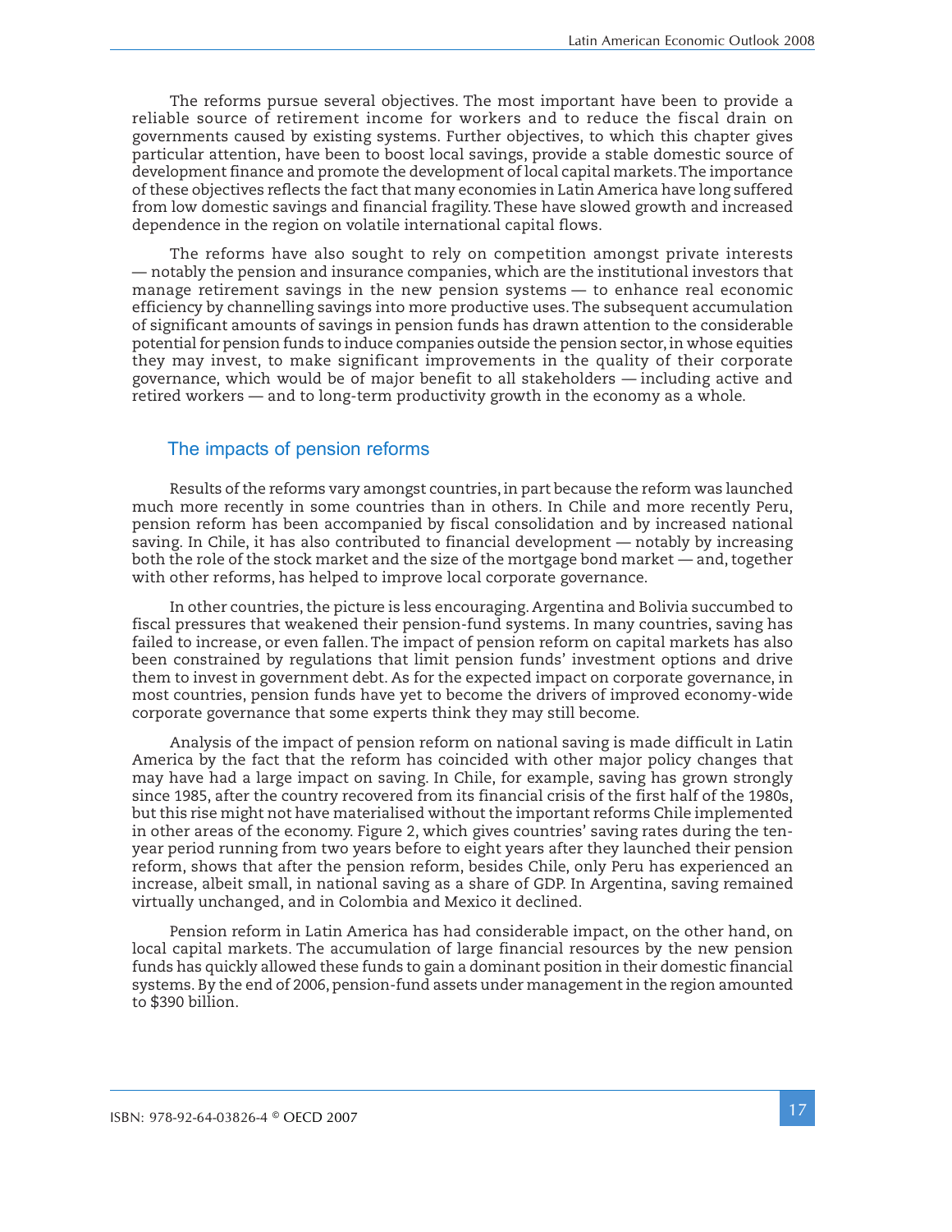The reforms pursue several objectives. The most important have been to provide a reliable source of retirement income for workers and to reduce the fiscal drain on governments caused by existing systems. Further objectives, to which this chapter gives particular attention, have been to boost local savings, provide a stable domestic source of development finance and promote the development of local capital markets. The importance of these objectives reflects the fact that many economies in Latin America have long suffered from low domestic savings and financial fragility. These have slowed growth and increased dependence in the region on volatile international capital flows.

The reforms have also sought to rely on competition amongst private interests — notably the pension and insurance companies, which are the institutional investors that manage retirement savings in the new pension systems — to enhance real economic efficiency by channelling savings into more productive uses. The subsequent accumulation of significant amounts of savings in pension funds has drawn attention to the considerable potential for pension funds to induce companies outside the pension sector, in whose equities they may invest, to make significant improvements in the quality of their corporate governance, which would be of major benefit to all stakeholders — including active and retired workers — and to long-term productivity growth in the economy as a whole.

## The impacts of pension reforms

Results of the reforms vary amongst countries, in part because the reform was launched much more recently in some countries than in others. In Chile and more recently Peru, pension reform has been accompanied by fiscal consolidation and by increased national saving. In Chile, it has also contributed to financial development — notably by increasing both the role of the stock market and the size of the mortgage bond market — and, together with other reforms, has helped to improve local corporate governance.

In other countries, the picture is less encouraging. Argentina and Bolivia succumbed to fiscal pressures that weakened their pension-fund systems. In many countries, saving has failed to increase, or even fallen. The impact of pension reform on capital markets has also been constrained by regulations that limit pension funds' investment options and drive them to invest in government debt. As for the expected impact on corporate governance, in most countries, pension funds have yet to become the drivers of improved economy-wide corporate governance that some experts think they may still become.

Analysis of the impact of pension reform on national saving is made difficult in Latin America by the fact that the reform has coincided with other major policy changes that may have had a large impact on saving. In Chile, for example, saving has grown strongly since 1985, after the country recovered from its financial crisis of the first half of the 1980s, but this rise might not have materialised without the important reforms Chile implemented in other areas of the economy. Figure 2, which gives countries' saving rates during the ten-year period running from two years before to eight years after they launched their pension reform, shows that after the pension reform, besides Chile, only Peru has experienced an increase, albeit small, in national saving as a share of GDP. In Argentina, saving remained virtually unchanged, and in Colombia and Mexico it declined.

Pension reform in Latin America has had considerable impact, on the other hand, on local capital markets. The accumulation of large financial resources by the new pension funds has quickly allowed these funds to gain a dominant position in their domestic financial systems. By the end of 2006, pension-fund assets under management in the region amounted to $390 billion.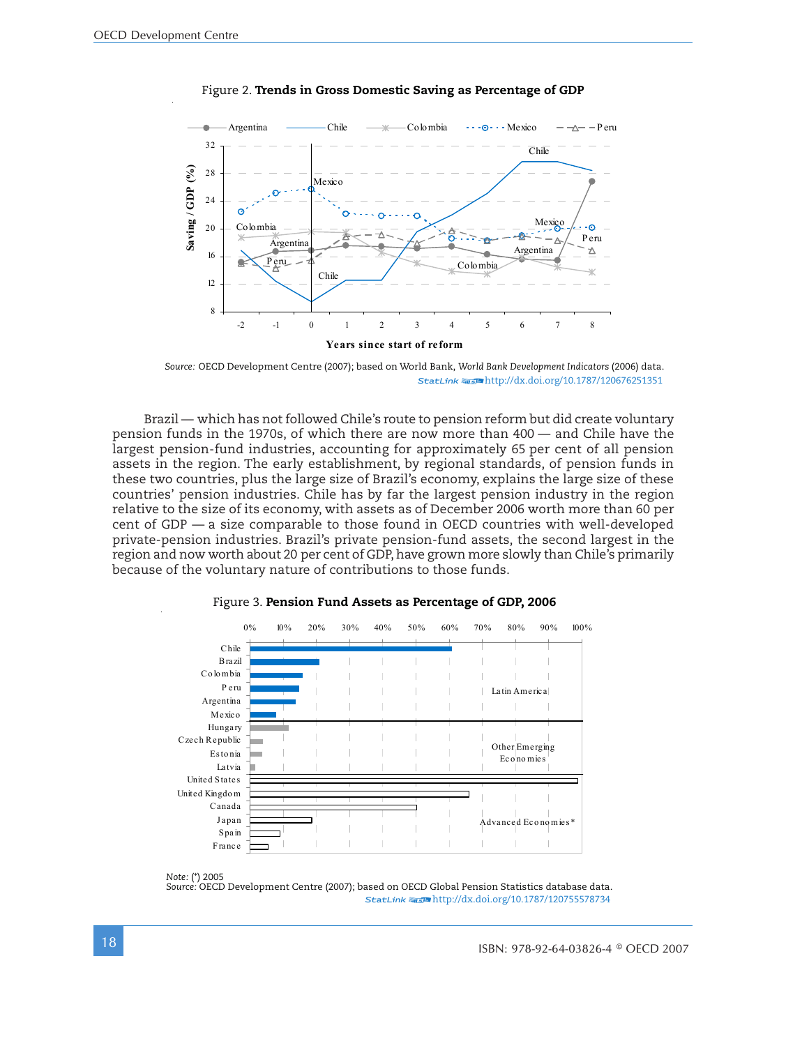Figure 2. **Trends in Gross Domestic Saving as Percentage of GDP**

*Source:* OECD Development Centre (2007); based on World Bank, *World Bank Development Indicators* (2006) data.
StatLink http://dx.doi.org/10.1787/120676251351

Brazil — which has not followed Chile's route to pension reform but did create voluntary pension funds in the 1970s, of which there are now more than 400 — and Chile have the largest pension-fund industries, accounting for approximately 65 per cent of all pension assets in the region. The early establishment, by regional standards, of pension funds in these two countries, plus the large size of Brazil's economy, explains the large size of these countries' pension industries. Chile has by far the largest pension industry in the region relative to the size of its economy, with assets as of December 2006 worth more than 60 per cent of GDP — a size comparable to those found in OECD countries with well-developed private-pension industries. Brazil's private pension-fund assets, the second largest in the region and now worth about 20 per cent of GDP, have grown more slowly than Chile's primarily because of the voluntary nature of contributions to those funds.

Figure 3. **Pension Fund Assets as Percentage of GDP, 2006**

*Note:* (*) 2005
*Source:* OECD Development Centre (2007); based on OECD Global Pension Statistics database data.
StatLink http://dx.doi.org/10.1787/120755578734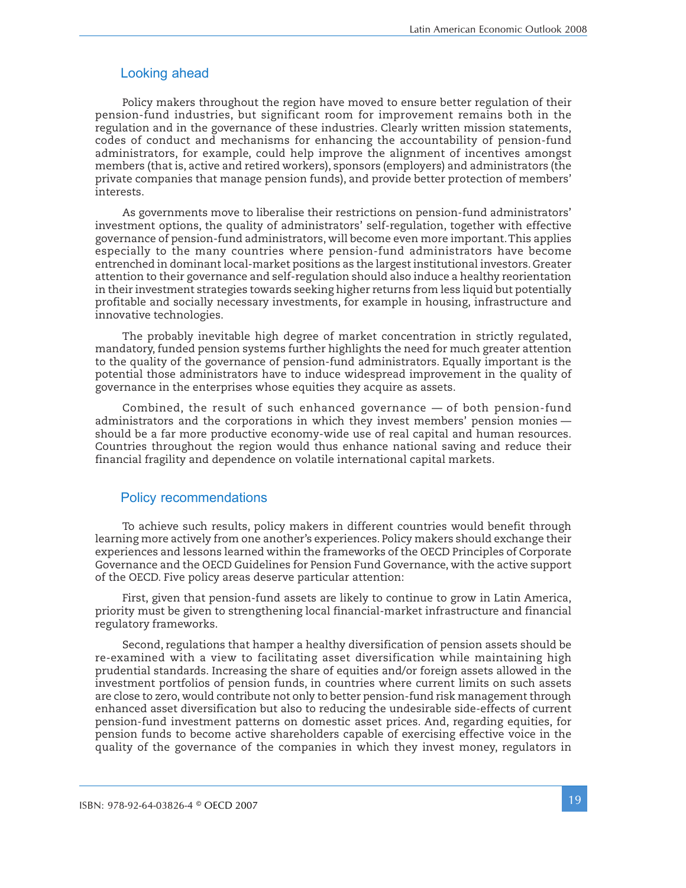## Looking ahead

Policy makers throughout the region have moved to ensure better regulation of their pension-fund industries, but significant room for improvement remains both in the regulation and in the governance of these industries. Clearly written mission statements, codes of conduct and mechanisms for enhancing the accountability of pension-fund administrators, for example, could help improve the alignment of incentives amongst members (that is, active and retired workers), sponsors (employers) and administrators (the private companies that manage pension funds), and provide better protection of members' interests.

As governments move to liberalise their restrictions on pension-fund administrators' investment options, the quality of administrators' self-regulation, together with effective governance of pension-fund administrators, will become even more important. This applies especially to the many countries where pension-fund administrators have become entrenched in dominant local-market positions as the largest institutional investors. Greater attention to their governance and self-regulation should also induce a healthy reorientation in their investment strategies towards seeking higher returns from less liquid but potentially profitable and socially necessary investments, for example in housing, infrastructure and innovative technologies.

The probably inevitable high degree of market concentration in strictly regulated, mandatory, funded pension systems further highlights the need for much greater attention to the quality of the governance of pension-fund administrators. Equally important is the potential those administrators have to induce widespread improvement in the quality of governance in the enterprises whose equities they acquire as assets.

Combined, the result of such enhanced governance — of both pension-fund administrators and the corporations in which they invest members' pension monies — should be a far more productive economy-wide use of real capital and human resources. Countries throughout the region would thus enhance national saving and reduce their financial fragility and dependence on volatile international capital markets.

## Policy recommendations

To achieve such results, policy makers in different countries would benefit through learning more actively from one another's experiences. Policy makers should exchange their experiences and lessons learned within the frameworks of the OECD Principles of Corporate Governance and the OECD Guidelines for Pension Fund Governance, with the active support of the OECD. Five policy areas deserve particular attention:

First, given that pension-fund assets are likely to continue to grow in Latin America, priority must be given to strengthening local financial-market infrastructure and financial regulatory frameworks.

Second, regulations that hamper a healthy diversification of pension assets should be re-examined with a view to facilitating asset diversification while maintaining high prudential standards. Increasing the share of equities and/or foreign assets allowed in the investment portfolios of pension funds, in countries where current limits on such assets are close to zero, would contribute not only to better pension-fund risk management through enhanced asset diversification but also to reducing the undesirable side-effects of current pension-fund investment patterns on domestic asset prices. And, regarding equities, for pension funds to become active shareholders capable of exercising effective voice in the quality of the governance of the companies in which they invest money, regulators in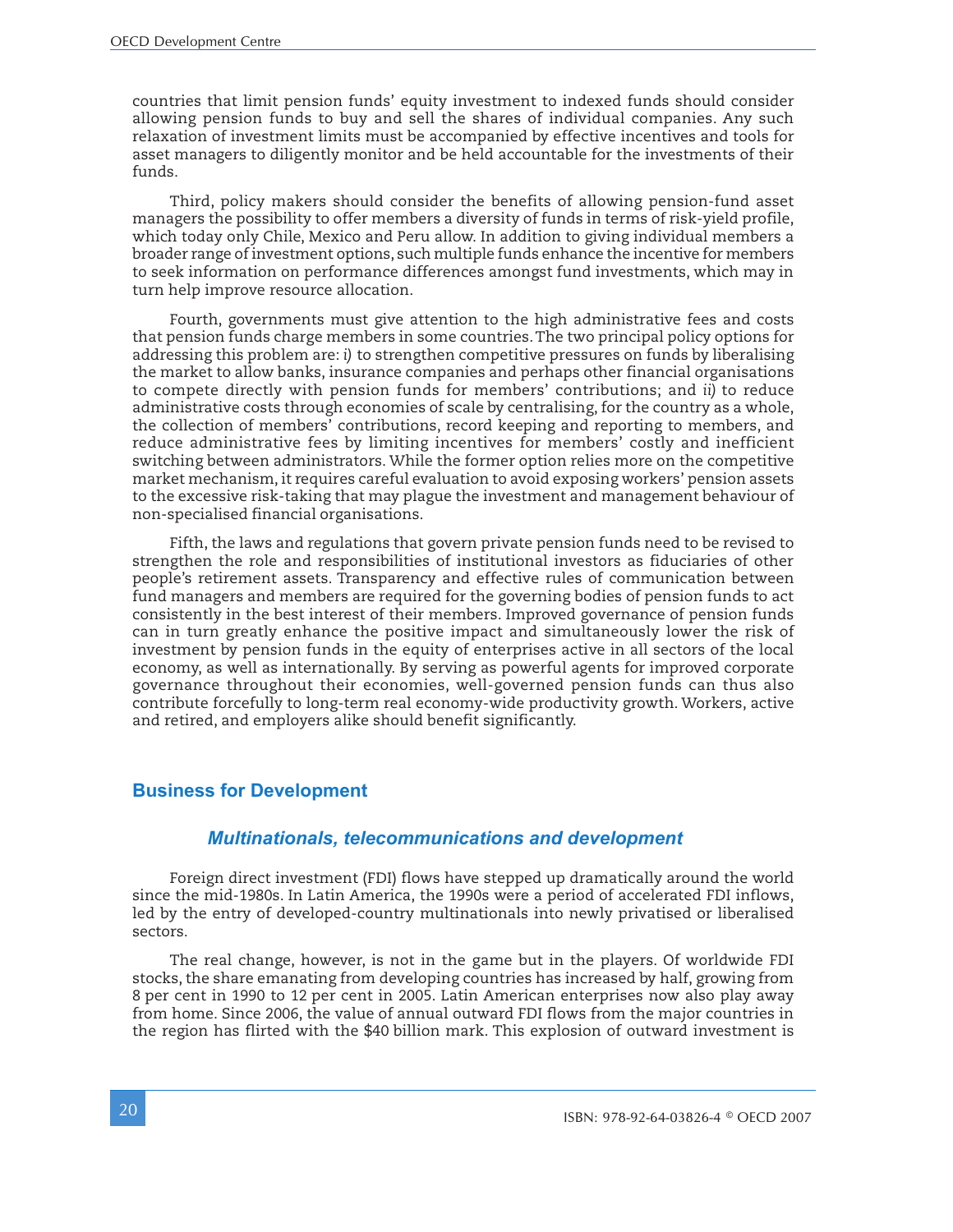countries that limit pension funds' equity investment to indexed funds should consider allowing pension funds to buy and sell the shares of individual companies. Any such relaxation of investment limits must be accompanied by effective incentives and tools for asset managers to diligently monitor and be held accountable for the investments of their funds.

Third, policy makers should consider the benefits of allowing pension-fund asset managers the possibility to offer members a diversity of funds in terms of risk-yield profile, which today only Chile, Mexico and Peru allow. In addition to giving individual members a broader range of investment options, such multiple funds enhance the incentive for members to seek information on performance differences amongst fund investments, which may in turn help improve resource allocation.

Fourth, governments must give attention to the high administrative fees and costs that pension funds charge members in some countries. The two principal policy options for addressing this problem are: *i)* to strengthen competitive pressures on funds by liberalising the market to allow banks, insurance companies and perhaps other financial organisations to compete directly with pension funds for members' contributions; and *ii)* to reduce administrative costs through economies of scale by centralising, for the country as a whole, the collection of members' contributions, record keeping and reporting to members, and reduce administrative fees by limiting incentives for members' costly and inefficient switching between administrators. While the former option relies more on the competitive market mechanism, it requires careful evaluation to avoid exposing workers' pension assets to the excessive risk-taking that may plague the investment and management behaviour of non-specialised financial organisations.

Fifth, the laws and regulations that govern private pension funds need to be revised to strengthen the role and responsibilities of institutional investors as fiduciaries of other people's retirement assets. Transparency and effective rules of communication between fund managers and members are required for the governing bodies of pension funds to act consistently in the best interest of their members. Improved governance of pension funds can in turn greatly enhance the positive impact and simultaneously lower the risk of investment by pension funds in the equity of enterprises active in all sectors of the local economy, as well as internationally. By serving as powerful agents for improved corporate governance throughout their economies, well-governed pension funds can thus also contribute forcefully to long-term real economy-wide productivity growth. Workers, active and retired, and employers alike should benefit significantly.

## Business for Development

### *Multinationals, telecommunications and development*

Foreign direct investment (FDI) flows have stepped up dramatically around the world since the mid-1980s. In Latin America, the 1990s were a period of accelerated FDI inflows, led by the entry of developed-country multinationals into newly privatised or liberalised sectors.

The real change, however, is not in the game but in the players. Of worldwide FDI stocks, the share emanating from developing countries has increased by half, growing from 8 per cent in 1990 to 12 per cent in 2005. Latin American enterprises now also play away from home. Since 2006, the value of annual outward FDI flows from the major countries in the region has flirted with the $40 billion mark. This explosion of outward investment is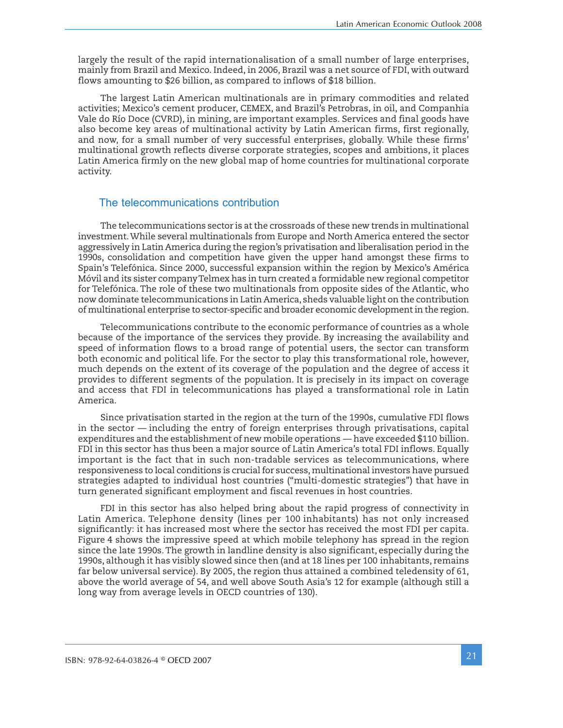largely the result of the rapid internationalisation of a small number of large enterprises, mainly from Brazil and Mexico. Indeed, in 2006, Brazil was a net source of FDI, with outward flows amounting to $26 billion, as compared to inflows of $18 billion.

The largest Latin American multinationals are in primary commodities and related activities; Mexico's cement producer, CEMEX, and Brazil's Petrobras, in oil, and Companhia Vale do Río Doce (CVRD), in mining, are important examples. Services and final goods have also become key areas of multinational activity by Latin American firms, first regionally, and now, for a small number of very successful enterprises, globally. While these firms' multinational growth reflects diverse corporate strategies, scopes and ambitions, it places Latin America firmly on the new global map of home countries for multinational corporate activity.

## The telecommunications contribution

The telecommunications sector is at the crossroads of these new trends in multinational investment. While several multinationals from Europe and North America entered the sector aggressively in Latin America during the region's privatisation and liberalisation period in the 1990s, consolidation and competition have given the upper hand amongst these firms to Spain's Telefónica. Since 2000, successful expansion within the region by Mexico's América Móvil and its sister company Telmex has in turn created a formidable new regional competitor for Telefónica. The role of these two multinationals from opposite sides of the Atlantic, who now dominate telecommunications in Latin America, sheds valuable light on the contribution of multinational enterprise to sector-specific and broader economic development in the region.

Telecommunications contribute to the economic performance of countries as a whole because of the importance of the services they provide. By increasing the availability and speed of information flows to a broad range of potential users, the sector can transform both economic and political life. For the sector to play this transformational role, however, much depends on the extent of its coverage of the population and the degree of access it provides to different segments of the population. It is precisely in its impact on coverage and access that FDI in telecommunications has played a transformational role in Latin America.

Since privatisation started in the region at the turn of the 1990s, cumulative FDI flows in the sector — including the entry of foreign enterprises through privatisations, capital expenditures and the establishment of new mobile operations — have exceeded $110 billion. FDI in this sector has thus been a major source of Latin America's total FDI inflows. Equally important is the fact that in such non-tradable services as telecommunications, where responsiveness to local conditions is crucial for success, multinational investors have pursued strategies adapted to individual host countries ("multi-domestic strategies") that have in turn generated significant employment and fiscal revenues in host countries.

FDI in this sector has also helped bring about the rapid progress of connectivity in Latin America. Telephone density (lines per 100 inhabitants) has not only increased significantly: it has increased most where the sector has received the most FDI per capita. Figure 4 shows the impressive speed at which mobile telephony has spread in the region since the late 1990s. The growth in landline density is also significant, especially during the 1990s, although it has visibly slowed since then (and at 18 lines per 100 inhabitants, remains far below universal service). By 2005, the region thus attained a combined teledensity of 61, above the world average of 54, and well above South Asia's 12 for example (although still a long way from average levels in OECD countries of 130).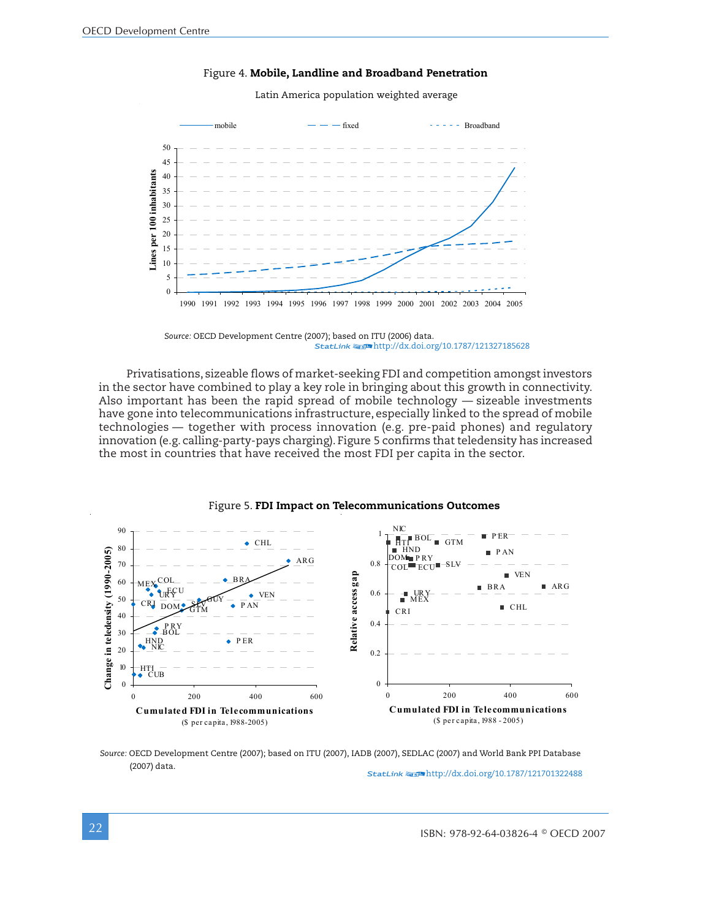Figure 4. **Mobile, Landline and Broadband Penetration**

Latin America population weighted average

*Source:* OECD Development Centre (2007); based on ITU (2006) data.
StatLink http://dx.doi.org/10.1787/121327185628

Privatisations, sizeable flows of market-seeking FDI and competition amongst investors in the sector have combined to play a key role in bringing about this growth in connectivity. Also important has been the rapid spread of mobile technology — sizeable investments have gone into telecommunications infrastructure, especially linked to the spread of mobile technologies — together with process innovation (e.g. pre-paid phones) and regulatory innovation (e.g. calling-party-pays charging). Figure 5 confirms that teledensity has increased the most in countries that have received the most FDI per capita in the sector.

Figure 5. **FDI Impact on Telecommunications Outcomes**

*Source:* OECD Development Centre (2007); based on ITU (2007), IADB (2007), SEDLAC (2007) and World Bank PPI Database (2007) data.
StatLink http://dx.doi.org/10.1787/121701322488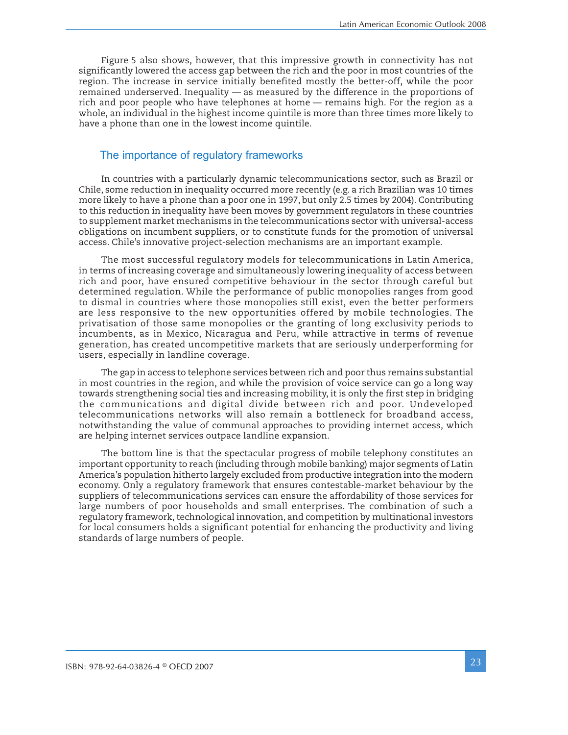Figure 5 also shows, however, that this impressive growth in connectivity has not significantly lowered the access gap between the rich and the poor in most countries of the region. The increase in service initially benefited mostly the better-off, while the poor remained underserved. Inequality — as measured by the difference in the proportions of rich and poor people who have telephones at home — remains high. For the region as a whole, an individual in the highest income quintile is more than three times more likely to have a phone than one in the lowest income quintile.

## The importance of regulatory frameworks

In countries with a particularly dynamic telecommunications sector, such as Brazil or Chile, some reduction in inequality occurred more recently (e.g. a rich Brazilian was 10 times more likely to have a phone than a poor one in 1997, but only 2.5 times by 2004). Contributing to this reduction in inequality have been moves by government regulators in these countries to supplement market mechanisms in the telecommunications sector with universal-access obligations on incumbent suppliers, or to constitute funds for the promotion of universal access. Chile's innovative project-selection mechanisms are an important example.

The most successful regulatory models for telecommunications in Latin America, in terms of increasing coverage and simultaneously lowering inequality of access between rich and poor, have ensured competitive behaviour in the sector through careful but determined regulation. While the performance of public monopolies ranges from good to dismal in countries where those monopolies still exist, even the better performers are less responsive to the new opportunities offered by mobile technologies. The privatisation of those same monopolies or the granting of long exclusivity periods to incumbents, as in Mexico, Nicaragua and Peru, while attractive in terms of revenue generation, has created uncompetitive markets that are seriously underperforming for users, especially in landline coverage.

The gap in access to telephone services between rich and poor thus remains substantial in most countries in the region, and while the provision of voice service can go a long way towards strengthening social ties and increasing mobility, it is only the first step in bridging the communications and digital divide between rich and poor. Undeveloped telecommunications networks will also remain a bottleneck for broadband access, notwithstanding the value of communal approaches to providing internet access, which are helping internet services outpace landline expansion.

The bottom line is that the spectacular progress of mobile telephony constitutes an important opportunity to reach (including through mobile banking) major segments of Latin America's population hitherto largely excluded from productive integration into the modern economy. Only a regulatory framework that ensures contestable-market behaviour by the suppliers of telecommunications services can ensure the affordability of those services for large numbers of poor households and small enterprises. The combination of such a regulatory framework, technological innovation, and competition by multinational investors for local consumers holds a significant potential for enhancing the productivity and living standards of large numbers of people.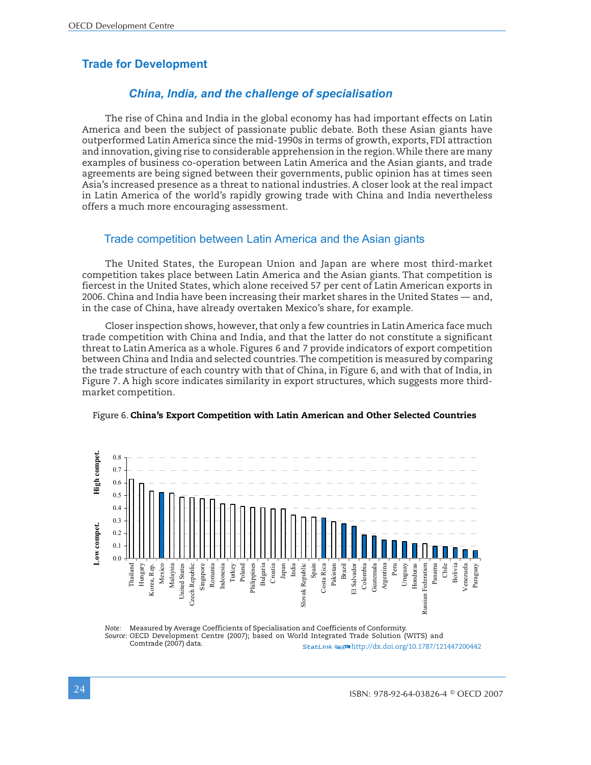## Trade for Development

### China, India, and the challenge of specialisation

The rise of China and India in the global economy has had important effects on Latin America and been the subject of passionate public debate. Both these Asian giants have outperformed Latin America since the mid-1990s in terms of growth, exports, FDI attraction and innovation, giving rise to considerable apprehension in the region. While there are many examples of business co-operation between Latin America and the Asian giants, and trade agreements are being signed between their governments, public opinion has at times seen Asia's increased presence as a threat to national industries. A closer look at the real impact in Latin America of the world's rapidly growing trade with China and India nevertheless offers a much more encouraging assessment.

#### Trade competition between Latin America and the Asian giants

The United States, the European Union and Japan are where most third-market competition takes place between Latin America and the Asian giants. That competition is fiercest in the United States, which alone received 57 per cent of Latin American exports in 2006. China and India have been increasing their market shares in the United States — and, in the case of China, have already overtaken Mexico's share, for example.

Closer inspection shows, however, that only a few countries in Latin America face much trade competition with China and India, and that the latter do not constitute a significant threat to Latin America as a whole. Figures 6 and 7 provide indicators of export competition between China and India and selected countries. The competition is measured by comparing the trade structure of each country with that of China, in Figure 6, and with that of India, in Figure 7. A high score indicates similarity in export structures, which suggests more third-market competition.

Figure 6. **China's Export Competition with Latin American and Other Selected Countries**

*Note:* Measured by Average Coefficients of Specialisation and Coefficients of Conformity.
*Source:* OECD Development Centre (2007); based on World Integrated Trade Solution (WITS) and Comtrade (2007) data.
StatLink http://dx.doi.org/10.1787/121447200442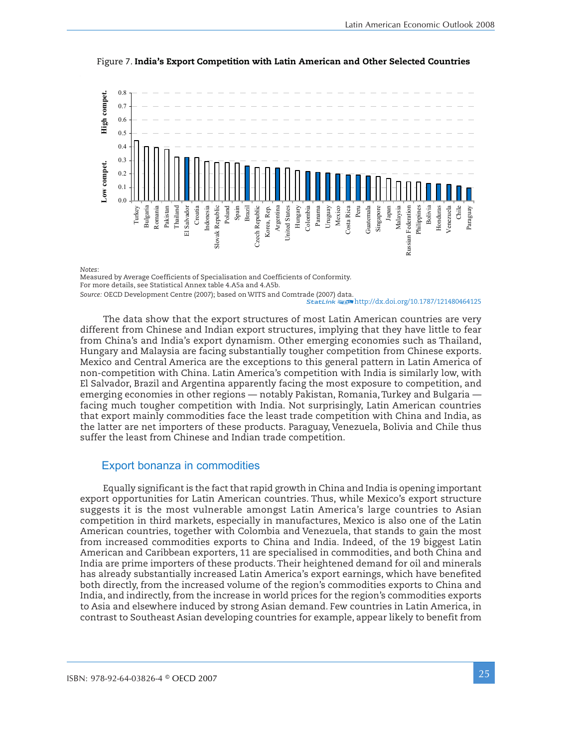Figure 7. **India's Export Competition with Latin American and Other Selected Countries**

High compet.
Low compet.

0.8
0.7
0.6
0.5
0.4
0.3
0.2
0.1
0.0

Turkey, Bulgaria, Romania, Pakistan, Thailand, El Salvador, Croatia, Indonesia, Slovak Republic, Poland, Spain, Brazil, Czech Republic, Korea, Rep., Argentina, United States, Hungary, Colombia, Panama, Uruguay, Mexico, Costa Rica, Peru, Guatemala, Singapore, Japan, Malaysia, Russian Federation, Philippines, Bolivia, Honduras, Venezuela, Chile, Paraguay

*Notes:*
Measured by Average Coefficients of Specialisation and Coefficients of Conformity.
For more details, see Statistical Annex table 4.A5a and 4.A5b.
*Source:* OECD Development Centre (2007); based on WITS and Comtrade (2007) data.
StatLink http://dx.doi.org/10.1787/121480464125

The data show that the export structures of most Latin American countries are very different from Chinese and Indian export structures, implying that they have little to fear from China's and India's export dynamism. Other emerging economies such as Thailand, Hungary and Malaysia are facing substantially tougher competition from Chinese exports. Mexico and Central America are the exceptions to this general pattern in Latin America of non-competition with China. Latin America's competition with India is similarly low, with El Salvador, Brazil and Argentina apparently facing the most exposure to competition, and emerging economies in other regions — notably Pakistan, Romania, Turkey and Bulgaria — facing much tougher competition with India. Not surprisingly, Latin American countries that export mainly commodities face the least trade competition with China and India, as the latter are net importers of these products. Paraguay, Venezuela, Bolivia and Chile thus suffer the least from Chinese and Indian trade competition.

## Export bonanza in commodities

Equally significant is the fact that rapid growth in China and India is opening important export opportunities for Latin American countries. Thus, while Mexico's export structure suggests it is the most vulnerable amongst Latin America's large countries to Asian competition in third markets, especially in manufactures, Mexico is also one of the Latin American countries, together with Colombia and Venezuela, that stands to gain the most from increased commodities exports to China and India. Indeed, of the 19 biggest Latin American and Caribbean exporters, 11 are specialised in commodities, and both China and India are prime importers of these products. Their heightened demand for oil and minerals has already substantially increased Latin America's export earnings, which have benefited both directly, from the increased volume of the region's commodities exports to China and India, and indirectly, from the increase in world prices for the region's commodities exports to Asia and elsewhere induced by strong Asian demand. Few countries in Latin America, in contrast to Southeast Asian developing countries for example, appear likely to benefit from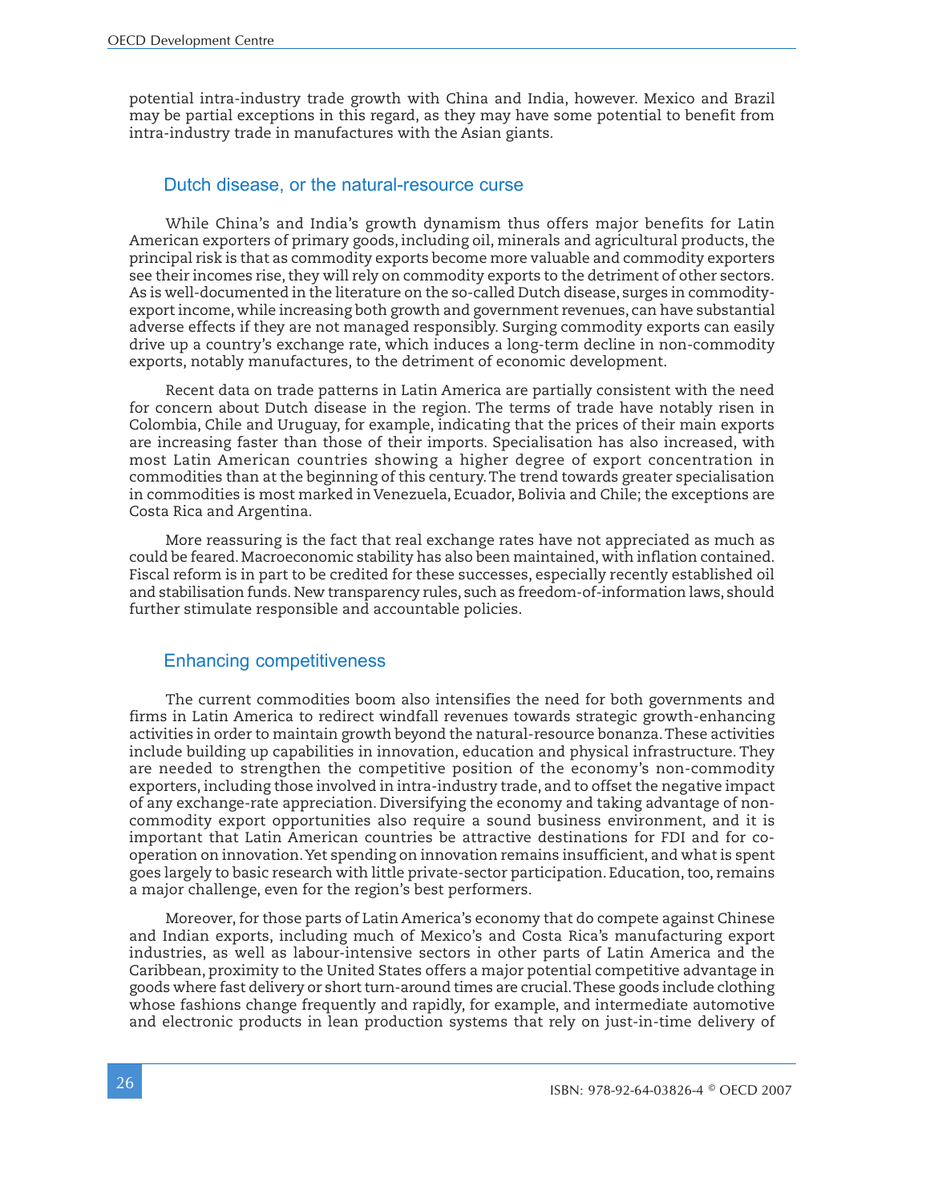potential intra-industry trade growth with China and India, however. Mexico and Brazil may be partial exceptions in this regard, as they may have some potential to benefit from intra-industry trade in manufactures with the Asian giants.

## Dutch disease, or the natural-resource curse

While China's and India's growth dynamism thus offers major benefits for Latin American exporters of primary goods, including oil, minerals and agricultural products, the principal risk is that as commodity exports become more valuable and commodity exporters see their incomes rise, they will rely on commodity exports to the detriment of other sectors. As is well-documented in the literature on the so-called Dutch disease, surges in commodity-export income, while increasing both growth and government revenues, can have substantial adverse effects if they are not managed responsibly. Surging commodity exports can easily drive up a country's exchange rate, which induces a long-term decline in non-commodity exports, notably manufactures, to the detriment of economic development.

Recent data on trade patterns in Latin America are partially consistent with the need for concern about Dutch disease in the region. The terms of trade have notably risen in Colombia, Chile and Uruguay, for example, indicating that the prices of their main exports are increasing faster than those of their imports. Specialisation has also increased, with most Latin American countries showing a higher degree of export concentration in commodities than at the beginning of this century. The trend towards greater specialisation in commodities is most marked in Venezuela, Ecuador, Bolivia and Chile; the exceptions are Costa Rica and Argentina.

More reassuring is the fact that real exchange rates have not appreciated as much as could be feared. Macroeconomic stability has also been maintained, with inflation contained. Fiscal reform is in part to be credited for these successes, especially recently established oil and stabilisation funds. New transparency rules, such as freedom-of-information laws, should further stimulate responsible and accountable policies.

## Enhancing competitiveness

The current commodities boom also intensifies the need for both governments and firms in Latin America to redirect windfall revenues towards strategic growth-enhancing activities in order to maintain growth beyond the natural-resource bonanza. These activities include building up capabilities in innovation, education and physical infrastructure. They are needed to strengthen the competitive position of the economy's non-commodity exporters, including those involved in intra-industry trade, and to offset the negative impact of any exchange-rate appreciation. Diversifying the economy and taking advantage of non-commodity export opportunities also require a sound business environment, and it is important that Latin American countries be attractive destinations for FDI and for co-operation on innovation. Yet spending on innovation remains insufficient, and what is spent goes largely to basic research with little private-sector participation. Education, too, remains a major challenge, even for the region's best performers.

Moreover, for those parts of Latin America's economy that do compete against Chinese and Indian exports, including much of Mexico's and Costa Rica's manufacturing export industries, as well as labour-intensive sectors in other parts of Latin America and the Caribbean, proximity to the United States offers a major potential competitive advantage in goods where fast delivery or short turn-around times are crucial. These goods include clothing whose fashions change frequently and rapidly, for example, and intermediate automotive and electronic products in lean production systems that rely on just-in-time delivery of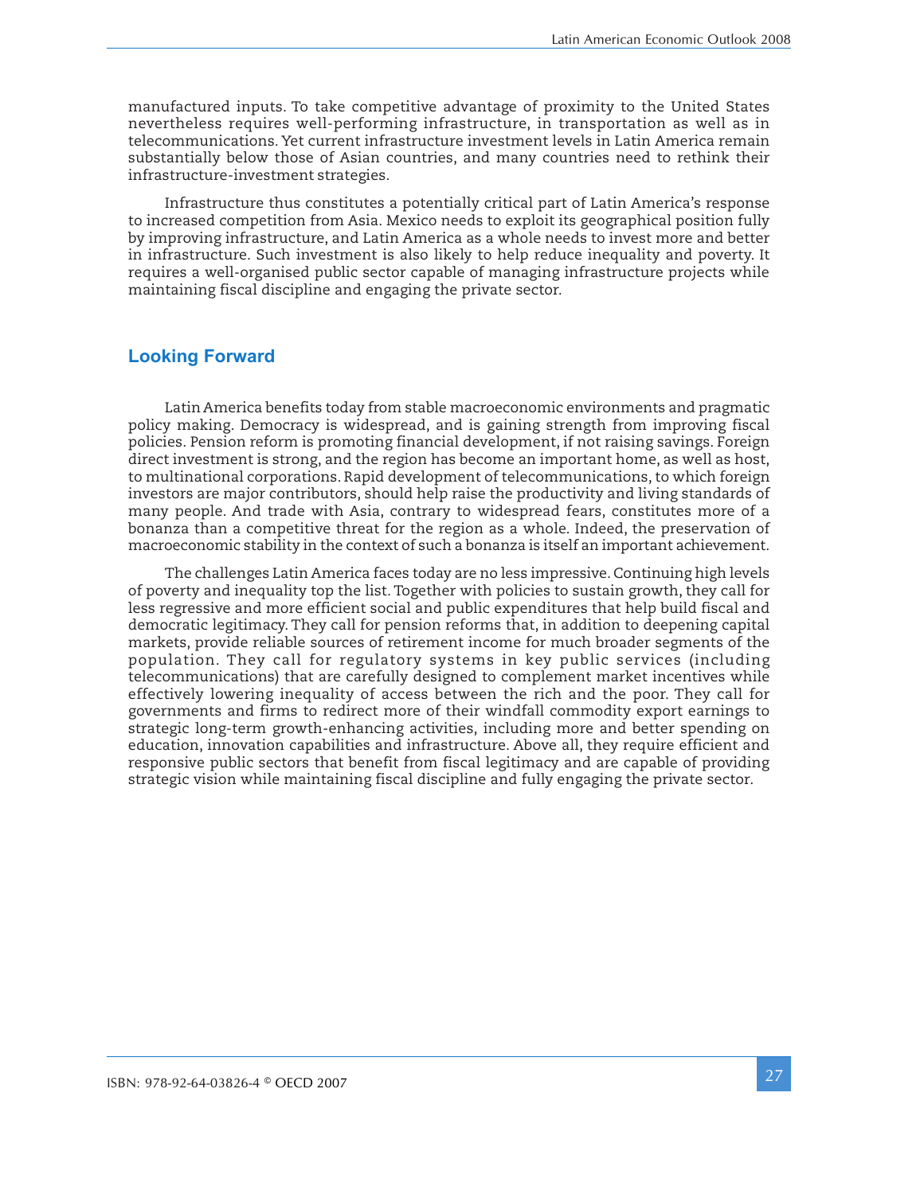manufactured inputs. To take competitive advantage of proximity to the United States nevertheless requires well-performing infrastructure, in transportation as well as in telecommunications. Yet current infrastructure investment levels in Latin America remain substantially below those of Asian countries, and many countries need to rethink their infrastructure-investment strategies.

Infrastructure thus constitutes a potentially critical part of Latin America's response to increased competition from Asia. Mexico needs to exploit its geographical position fully by improving infrastructure, and Latin America as a whole needs to invest more and better in infrastructure. Such investment is also likely to help reduce inequality and poverty. It requires a well-organised public sector capable of managing infrastructure projects while maintaining fiscal discipline and engaging the private sector.

## Looking Forward

Latin America benefits today from stable macroeconomic environments and pragmatic policy making. Democracy is widespread, and is gaining strength from improving fiscal policies. Pension reform is promoting financial development, if not raising savings. Foreign direct investment is strong, and the region has become an important home, as well as host, to multinational corporations. Rapid development of telecommunications, to which foreign investors are major contributors, should help raise the productivity and living standards of many people. And trade with Asia, contrary to widespread fears, constitutes more of a bonanza than a competitive threat for the region as a whole. Indeed, the preservation of macroeconomic stability in the context of such a bonanza is itself an important achievement.

The challenges Latin America faces today are no less impressive. Continuing high levels of poverty and inequality top the list. Together with policies to sustain growth, they call for less regressive and more efficient social and public expenditures that help build fiscal and democratic legitimacy. They call for pension reforms that, in addition to deepening capital markets, provide reliable sources of retirement income for much broader segments of the population. They call for regulatory systems in key public services (including telecommunications) that are carefully designed to complement market incentives while effectively lowering inequality of access between the rich and the poor. They call for governments and firms to redirect more of their windfall commodity export earnings to strategic long-term growth-enhancing activities, including more and better spending on education, innovation capabilities and infrastructure. Above all, they require efficient and responsive public sectors that benefit from fiscal legitimacy and are capable of providing strategic vision while maintaining fiscal discipline and fully engaging the private sector.